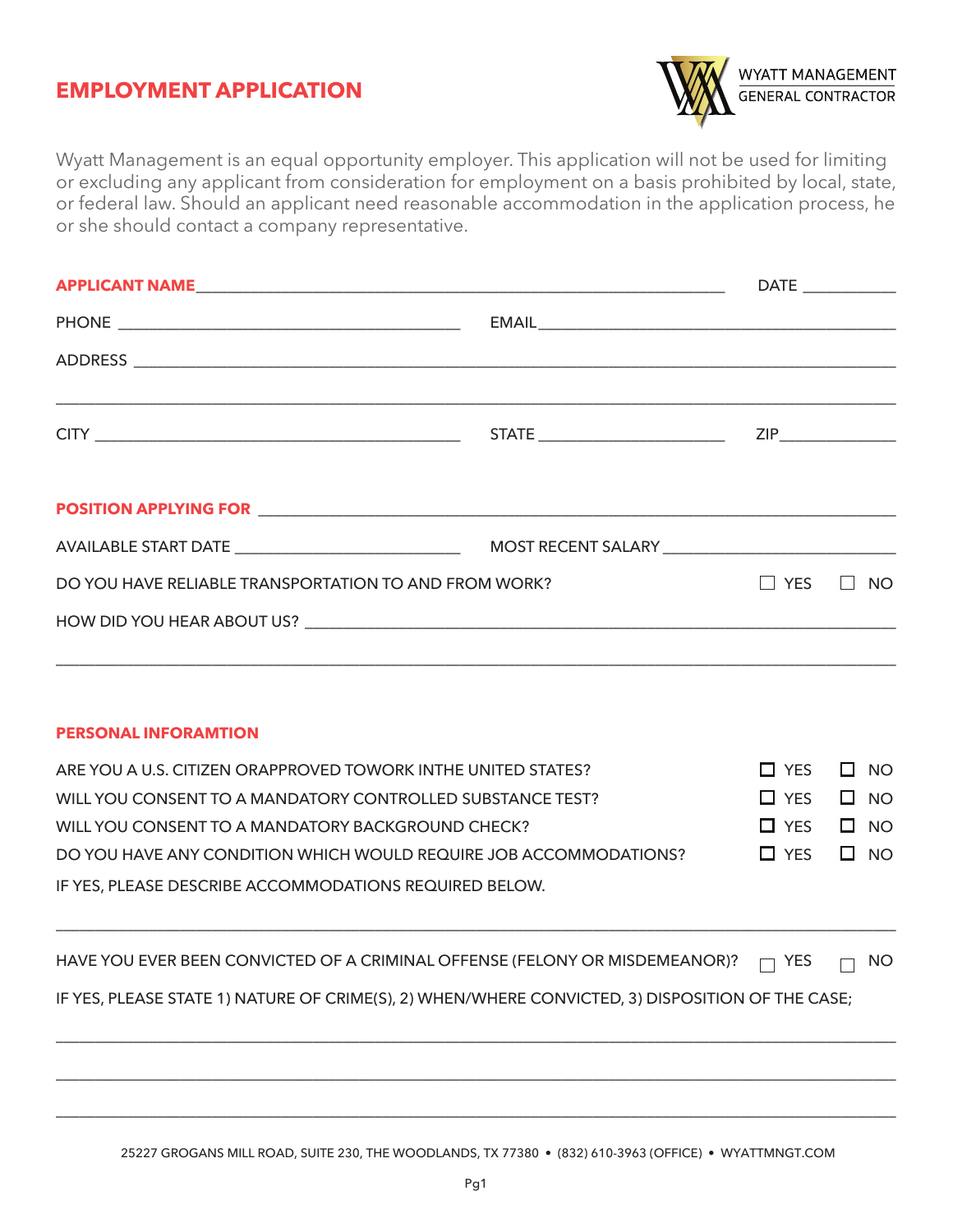# EMPLOYMENT APPLICATION

WYATT MANAGEMENT
GENERAL CONTRACTOR

Wyatt Management is an equal opportunity employer. This application will not be used for limiting or excluding any applicant from consideration for employment on a basis prohibited by local, state, or federal law. Should an applicant need reasonable accommodation in the application process, he or she should contact a company representative.

**APPLICANT NAME**\_\_\_\_\_\_\_\_\_\_\_\_\_\_\_\_\_\_\_\_\_\_\_\_\_\_\_\_\_\_\_\_\_\_\_\_ DATE \_\_\_\_\_\_\_\_\_\_

PHONE \_\_\_\_\_\_\_\_\_\_\_\_\_\_\_\_\_\_\_\_\_\_\_\_ EMAIL\_\_\_\_\_\_\_\_\_\_\_\_\_\_\_\_\_\_\_\_\_\_\_\_

ADDRESS \_\_\_\_\_\_\_\_\_\_\_\_\_\_\_\_\_\_\_\_\_\_\_\_\_\_\_\_\_\_\_\_\_\_\_\_\_\_\_\_\_\_\_\_\_\_\_\_

\_\_\_\_\_\_\_\_\_\_\_\_\_\_\_\_\_\_\_\_\_\_\_\_\_\_\_\_\_\_\_\_\_\_\_\_\_\_\_\_\_\_\_\_\_\_\_\_\_\_\_\_\_\_\_\_

CITY \_\_\_\_\_\_\_\_\_\_\_\_\_\_\_\_\_\_\_\_\_\_\_\_ STATE \_\_\_\_\_\_\_\_\_\_\_\_ ZIP\_\_\_\_\_\_\_\_\_\_

**POSITION APPLYING FOR** \_\_\_\_\_\_\_\_\_\_\_\_\_\_\_\_\_\_\_\_\_\_\_\_\_\_\_\_\_\_\_\_\_\_\_\_\_\_\_\_

AVAILABLE START DATE \_\_\_\_\_\_\_\_\_\_\_\_\_\_\_\_ MOST RECENT SALARY \_\_\_\_\_\_\_\_\_\_\_\_\_\_\_\_

DO YOU HAVE RELIABLE TRANSPORTATION TO AND FROM WORK? ☐ YES ☐ NO

HOW DID YOU HEAR ABOUT US? \_\_\_\_\_\_\_\_\_\_\_\_\_\_\_\_\_\_\_\_\_\_\_\_\_\_\_\_\_\_\_\_\_\_\_\_\_\_\_\_

\_\_\_\_\_\_\_\_\_\_\_\_\_\_\_\_\_\_\_\_\_\_\_\_\_\_\_\_\_\_\_\_\_\_\_\_\_\_\_\_\_\_\_\_\_\_\_\_\_\_\_\_\_\_\_\_

## PERSONAL INFORAMTION

ARE YOU A U.S. CITIZEN ORAPPROVED TOWORK INTHE UNITED STATES? ☐ YES ☐ NO

WILL YOU CONSENT TO A MANDATORY CONTROLLED SUBSTANCE TEST? ☐ YES ☐ NO

WILL YOU CONSENT TO A MANDATORY BACKGROUND CHECK? ☐ YES ☐ NO

DO YOU HAVE ANY CONDITION WHICH WOULD REQUIRE JOB ACCOMMODATIONS? ☐ YES ☐ NO

IF YES, PLEASE DESCRIBE ACCOMMODATIONS REQUIRED BELOW.

\_\_\_\_\_\_\_\_\_\_\_\_\_\_\_\_\_\_\_\_\_\_\_\_\_\_\_\_\_\_\_\_\_\_\_\_\_\_\_\_\_\_\_\_\_\_\_\_\_\_\_\_\_\_\_\_

HAVE YOU EVER BEEN CONVICTED OF A CRIMINAL OFFENSE (FELONY OR MISDEMEANOR)? ☐ YES ☐ NO

IF YES, PLEASE STATE 1) NATURE OF CRIME(S), 2) WHEN/WHERE CONVICTED, 3) DISPOSITION OF THE CASE;

\_\_\_\_\_\_\_\_\_\_\_\_\_\_\_\_\_\_\_\_\_\_\_\_\_\_\_\_\_\_\_\_\_\_\_\_\_\_\_\_\_\_\_\_\_\_\_\_\_\_\_\_\_\_\_\_

\_\_\_\_\_\_\_\_\_\_\_\_\_\_\_\_\_\_\_\_\_\_\_\_\_\_\_\_\_\_\_\_\_\_\_\_\_\_\_\_\_\_\_\_\_\_\_\_\_\_\_\_\_\_\_\_

\_\_\_\_\_\_\_\_\_\_\_\_\_\_\_\_\_\_\_\_\_\_\_\_\_\_\_\_\_\_\_\_\_\_\_\_\_\_\_\_\_\_\_\_\_\_\_\_\_\_\_\_\_\_\_\_

25227 GROGANS MILL ROAD, SUITE 230, THE WOODLANDS, TX 77380 • (832) 610-3963 (OFFICE) • WYATTMNGT.COM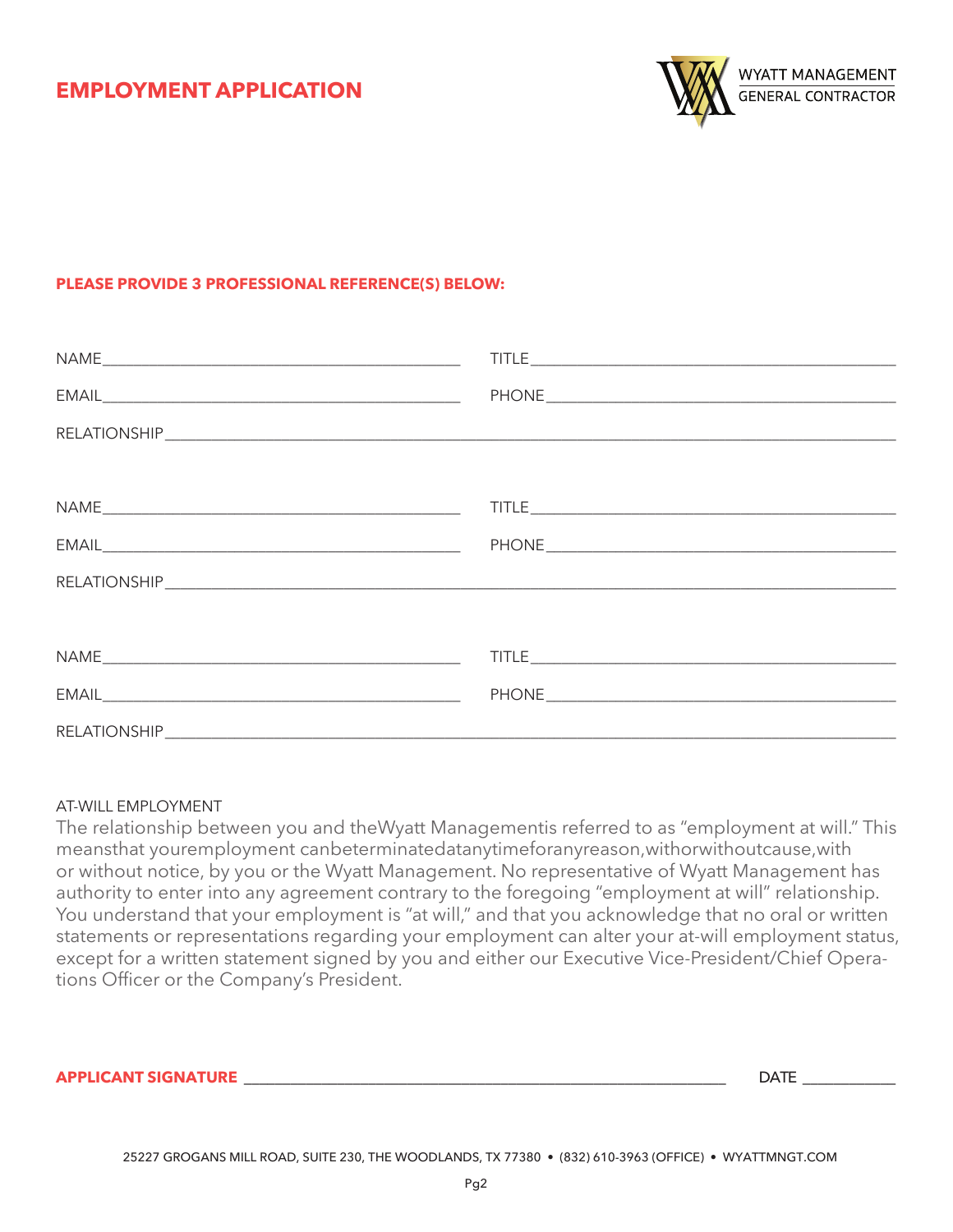# EMPLOYMENT APPLICATION

WYATT MANAGEMENT
GENERAL CONTRACTOR

**PLEASE PROVIDE 3 PROFESSIONAL REFERENCE(S) BELOW:**

NAME___________________________ TITLE___________________________

EMAIL___________________________ PHONE___________________________

RELATIONSHIP___________________________________________________________

NAME___________________________ TITLE___________________________

EMAIL___________________________ PHONE___________________________

RELATIONSHIP___________________________________________________________

NAME___________________________ TITLE___________________________

EMAIL___________________________ PHONE___________________________

RELATIONSHIP___________________________________________________________

AT-WILL EMPLOYMENT

The relationship between you and theWyatt Managementis referred to as "employment at will." This meansthat youremployment canbeterminatedatanytimeforanyreason,withorwithoutcause,with or without notice, by you or the Wyatt Management. No representative of Wyatt Management has authority to enter into any agreement contrary to the foregoing "employment at will" relationship. You understand that your employment is "at will," and that you acknowledge that no oral or written statements or representations regarding your employment can alter your at-will employment status, except for a written statement signed by you and either our Executive Vice-President/Chief Operations Officer or the Company's President.

**APPLICANT SIGNATURE** ___________________________________ DATE ___________

25227 GROGANS MILL ROAD, SUITE 230, THE WOODLANDS, TX 77380 • (832) 610-3963 (OFFICE) • WYATTMNGT.COM